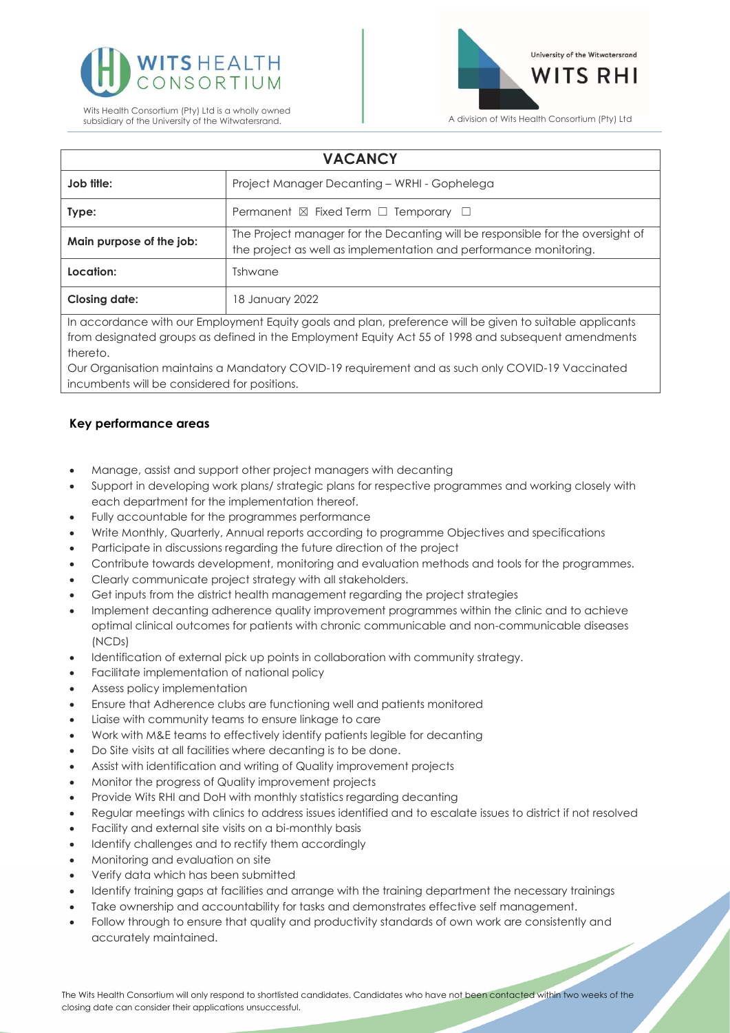Wits Health Consortium (Pty) Ltd is a wholly owned subsidiary of the University of the Witwatersrand.

University of the Witwatersrand

WITS RHI

A division of Wits Health Consortium (Pty) Ltd

| VACANCY | |
|---|---|
| **Job title:** | Project Manager Decanting – WRHI - Gophelega |
| **Type:** | Permanent ☒ Fixed Term ☐ Temporary ☐ |
| **Main purpose of the job:** | The Project manager for the Decanting will be responsible for the oversight of the project as well as implementation and performance monitoring. |
| **Location:** | Tshwane |
| **Closing date:** | 18 January 2022 |

In accordance with our Employment Equity goals and plan, preference will be given to suitable applicants from designated groups as defined in the Employment Equity Act 55 of 1998 and subsequent amendments thereto.
Our Organisation maintains a Mandatory COVID-19 requirement and as such only COVID-19 Vaccinated incumbents will be considered for positions.

### Key performance areas

- Manage, assist and support other project managers with decanting
- Support in developing work plans/ strategic plans for respective programmes and working closely with each department for the implementation thereof.
- Fully accountable for the programmes performance
- Write Monthly, Quarterly, Annual reports according to programme Objectives and specifications
- Participate in discussions regarding the future direction of the project
- Contribute towards development, monitoring and evaluation methods and tools for the programmes.
- Clearly communicate project strategy with all stakeholders.
- Get inputs from the district health management regarding the project strategies
- Implement decanting adherence quality improvement programmes within the clinic and to achieve optimal clinical outcomes for patients with chronic communicable and non-communicable diseases (NCDs)
- Identification of external pick up points in collaboration with community strategy.
- Facilitate implementation of national policy
- Assess policy implementation
- Ensure that Adherence clubs are functioning well and patients monitored
- Liaise with community teams to ensure linkage to care
- Work with M&E teams to effectively identify patients legible for decanting
- Do Site visits at all facilities where decanting is to be done.
- Assist with identification and writing of Quality improvement projects
- Monitor the progress of Quality improvement projects
- Provide Wits RHI and DoH with monthly statistics regarding decanting
- Regular meetings with clinics to address issues identified and to escalate issues to district if not resolved
- Facility and external site visits on a bi-monthly basis
- Identify challenges and to rectify them accordingly
- Monitoring and evaluation on site
- Verify data which has been submitted
- Identify training gaps at facilities and arrange with the training department the necessary trainings
- Take ownership and accountability for tasks and demonstrates effective self management.
- Follow through to ensure that quality and productivity standards of own work are consistently and accurately maintained.

The Wits Health Consortium will only respond to shortlisted candidates. Candidates who have not been contacted within two weeks of the closing date can consider their applications unsuccessful.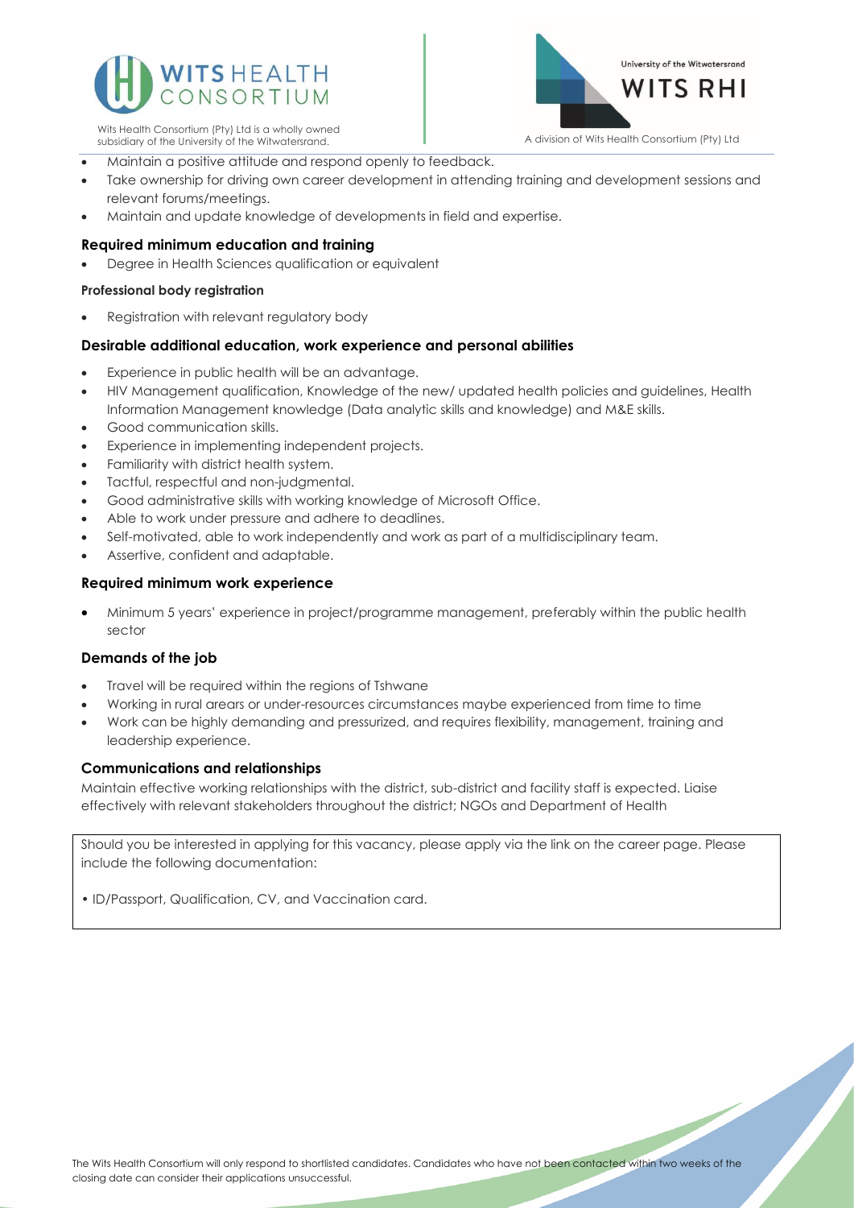- Maintain a positive attitude and respond openly to feedback.
- Take ownership for driving own career development in attending training and development sessions and relevant forums/meetings.
- Maintain and update knowledge of developments in field and expertise.

### Required minimum education and training

- Degree in Health Sciences qualification or equivalent

#### Professional body registration

- Registration with relevant regulatory body

### Desirable additional education, work experience and personal abilities

- Experience in public health will be an advantage.
- HIV Management qualification, Knowledge of the new/ updated health policies and guidelines, Health Information Management knowledge (Data analytic skills and knowledge) and M&E skills.
- Good communication skills.
- Experience in implementing independent projects.
- Familiarity with district health system.
- Tactful, respectful and non-judgmental.
- Good administrative skills with working knowledge of Microsoft Office.
- Able to work under pressure and adhere to deadlines.
- Self-motivated, able to work independently and work as part of a multidisciplinary team.
- Assertive, confident and adaptable.

### Required minimum work experience

- Minimum 5 years' experience in project/programme management, preferably within the public health sector

### Demands of the job

- Travel will be required within the regions of Tshwane
- Working in rural arears or under-resources circumstances maybe experienced from time to time
- Work can be highly demanding and pressurized, and requires flexibility, management, training and leadership experience.

### Communications and relationships

Maintain effective working relationships with the district, sub-district and facility staff is expected. Liaise effectively with relevant stakeholders throughout the district; NGOs and Department of Health

Should you be interested in applying for this vacancy, please apply via the link on the career page. Please include the following documentation:

• ID/Passport, Qualification, CV, and Vaccination card.

The Wits Health Consortium will only respond to shortlisted candidates. Candidates who have not been contacted within two weeks of the closing date can consider their applications unsuccessful.